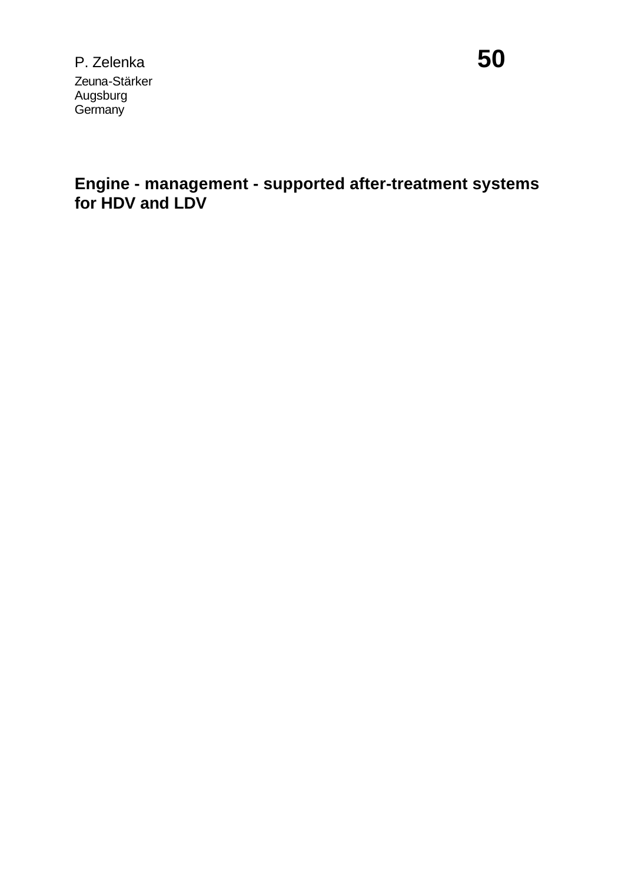P. Zelenka

Zeuna-Stärker
Augsburg
Germany

**50**

# Engine - management - supported after-treatment systems for HDV and LDV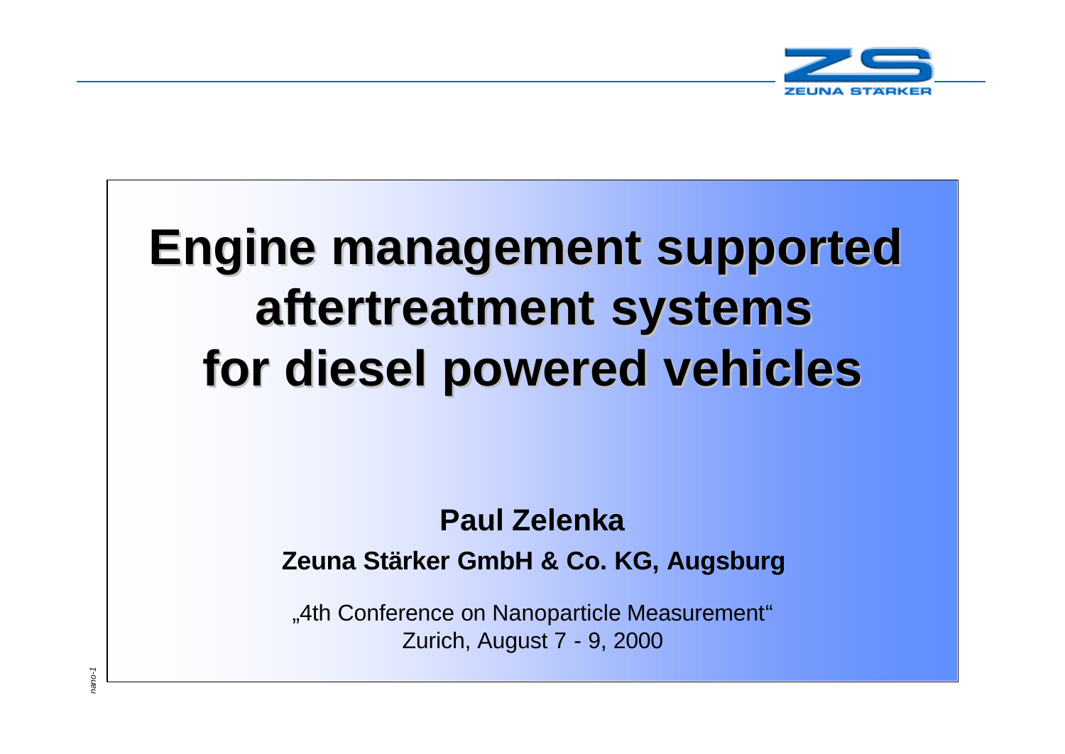# Engine management supported aftertreatment systems for diesel powered vehicles

**Paul Zelenka**

**Zeuna Stärker GmbH & Co. KG, Augsburg**

„4th Conference on Nanoparticle Measurement"
Zurich, August 7 - 9, 2000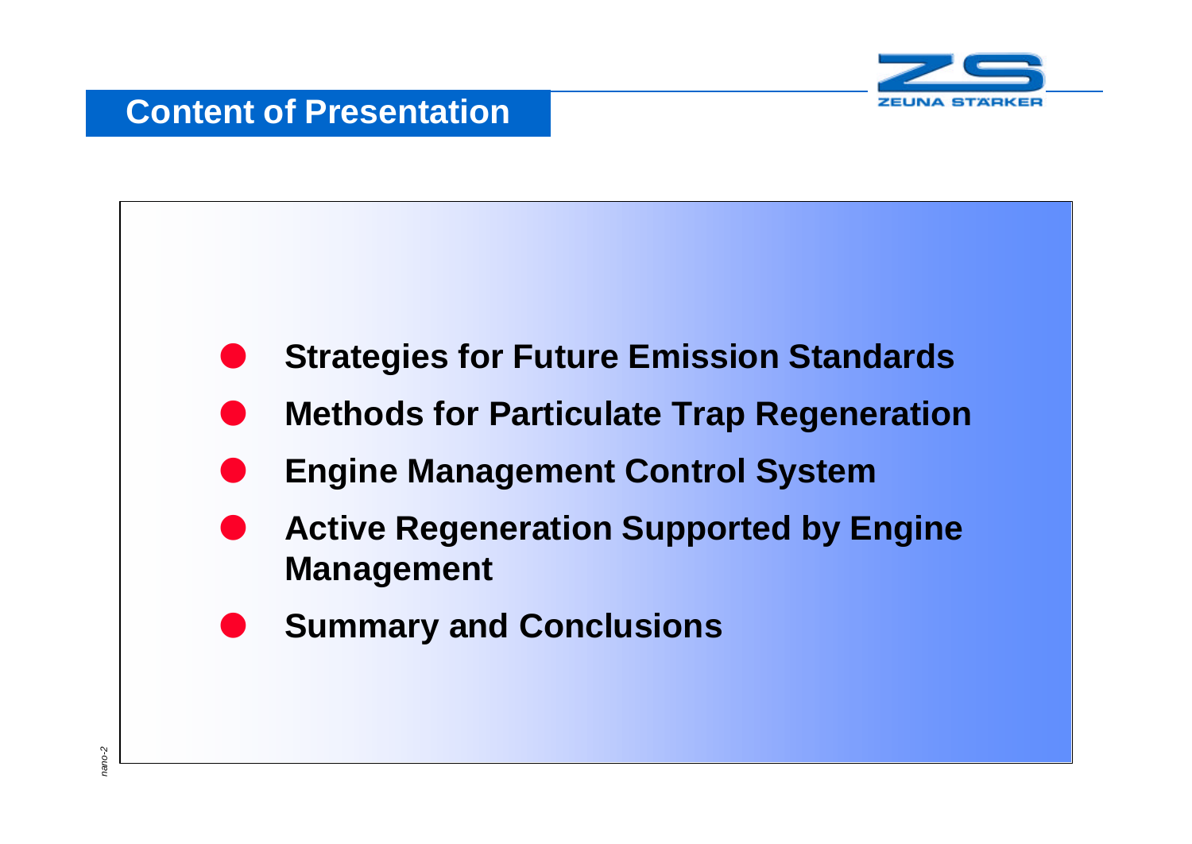# Content of Presentation

- **Strategies for Future Emission Standards**
- **Methods for Particulate Trap Regeneration**
- **Engine Management Control System**
- **Active Regeneration Supported by Engine Management**
- **Summary and Conclusions**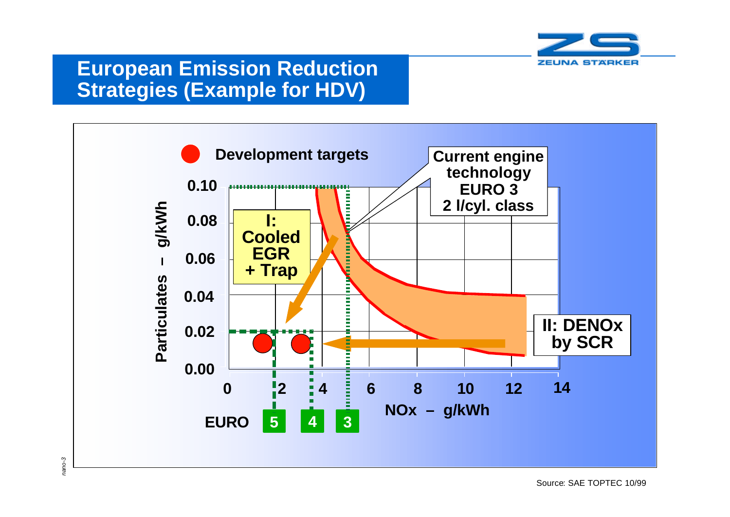# European Emission Reduction Strategies (Example for HDV)

Development targets

Current engine technology EURO 3 2 l/cyl. class

I: Cooled EGR + Trap

II: DENOx by SCR

Particulates – g/kWh

0.10, 0.08, 0.06, 0.04, 0.02, 0.00

NOx – g/kWh

0, 2, 4, 6, 8, 10, 12, 14

EURO 5, 4, 3

Source: SAE TOPTEC 10/99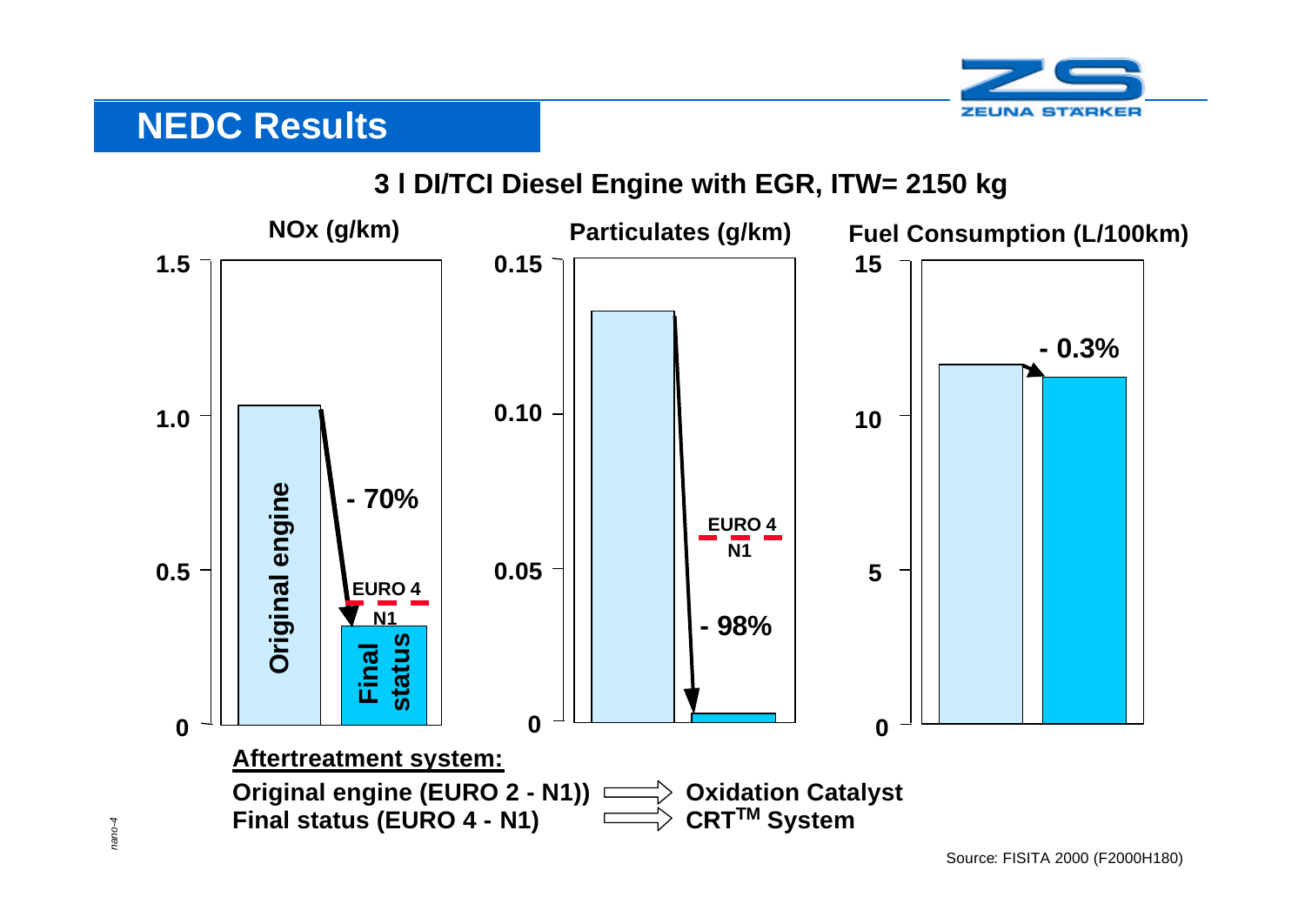# NEDC Results

## 3 l DI/TCI Diesel Engine with EGR, ITW= 2150 kg

**NOx (g/km)**

- Original engine: ~1.03
- Final status: ~0.32 (- 70%)
- EURO 4 N1 limit: ~0.39

**Particulates (g/km)**

- Original engine: ~0.133
- Final status: ~0.003 (- 98%)
- EURO 4 N1 limit: ~0.06

**Fuel Consumption (L/100km)**

- Original engine: ~11.7
- Final status: ~11.3 (- 0.3%)

**Aftertreatment system:**

Original engine (EURO 2 - N1)) ⟹ Oxidation Catalyst

Final status (EURO 4 - N1) ⟹ CRT[TM] System

Source: FISITA 2000 (F2000H180)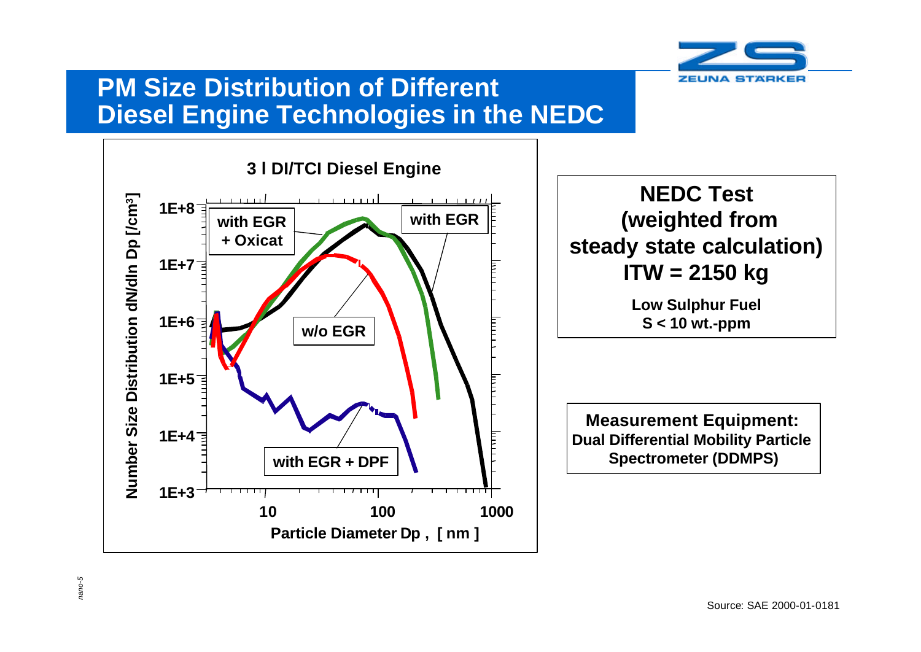# PM Size Distribution of Different Diesel Engine Technologies in the NEDC

**3 l DI/TCI Diesel Engine**

Number Size Distribution dN/dln Dp [/cm³]

1E+8, 1E+7, 1E+6, 1E+5, 1E+4, 1E+3

with EGR + Oxicat

with EGR

w/o EGR

with EGR + DPF

10, 100, 1000

Particle Diameter Dp , [ nm ]

**NEDC Test (weighted from steady state calculation) ITW = 2150 kg**

**Low Sulphur Fuel**
**S < 10 wt.-ppm**

**Measurement Equipment:**
**Dual Differential Mobility Particle Spectrometer (DDMPS)**

Source: SAE 2000-01-0181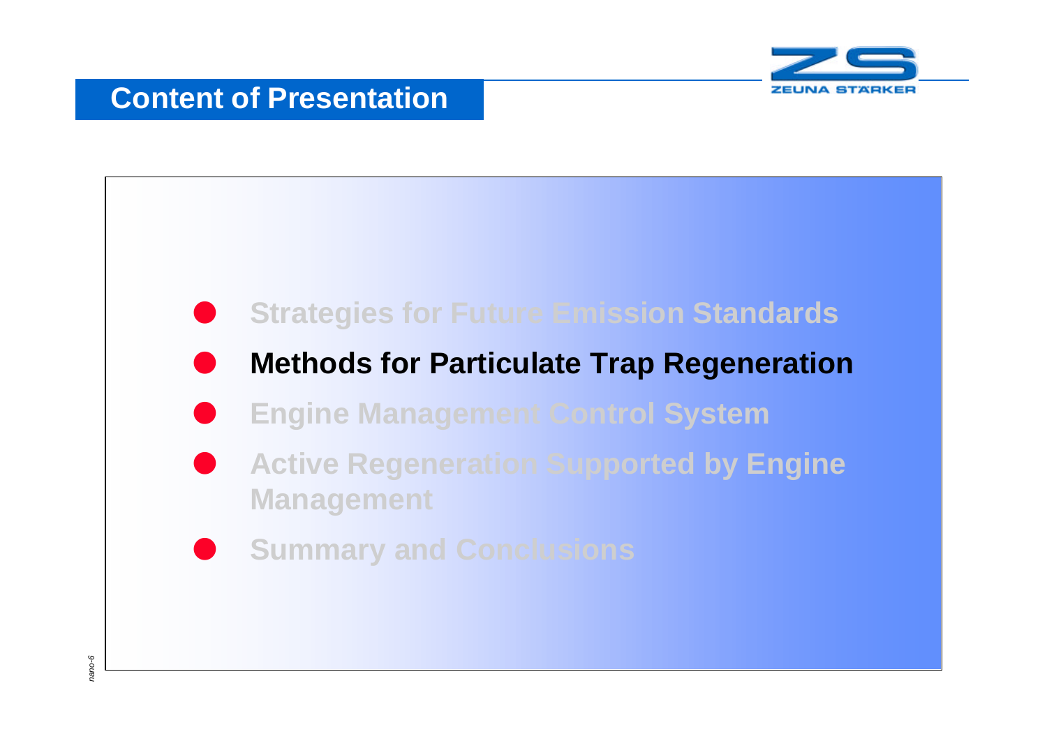## Content of Presentation

- Strategies for Future Emission Standards
- **Methods for Particulate Trap Regeneration**
- Engine Management Control System
- Active Regeneration Supported by Engine Management
- Summary and Conclusions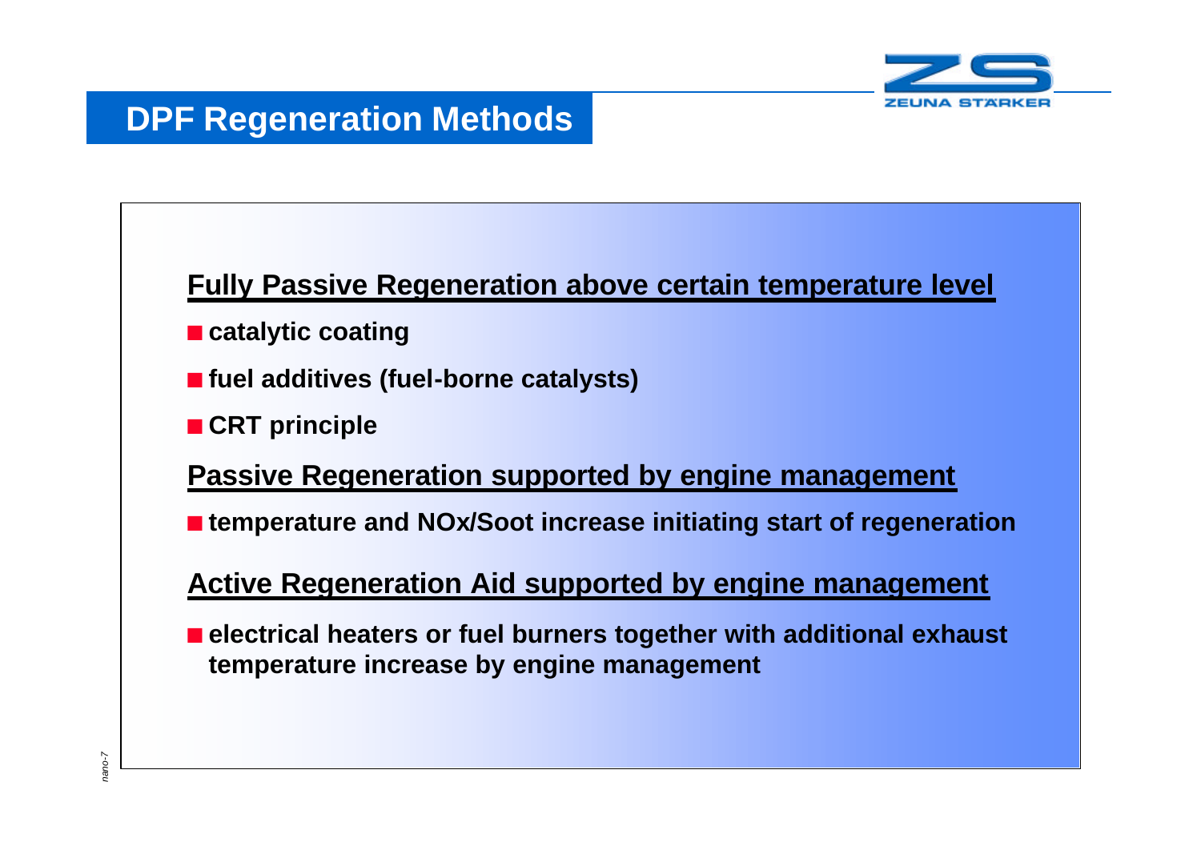# DPF Regeneration Methods

## Fully Passive Regeneration above certain temperature level

- catalytic coating
- fuel additives (fuel-borne catalysts)
- CRT principle

## Passive Regeneration supported by engine management

- temperature and NOx/Soot increase initiating start of regeneration

## Active Regeneration Aid supported by engine management

- electrical heaters or fuel burners together with additional exhaust temperature increase by engine management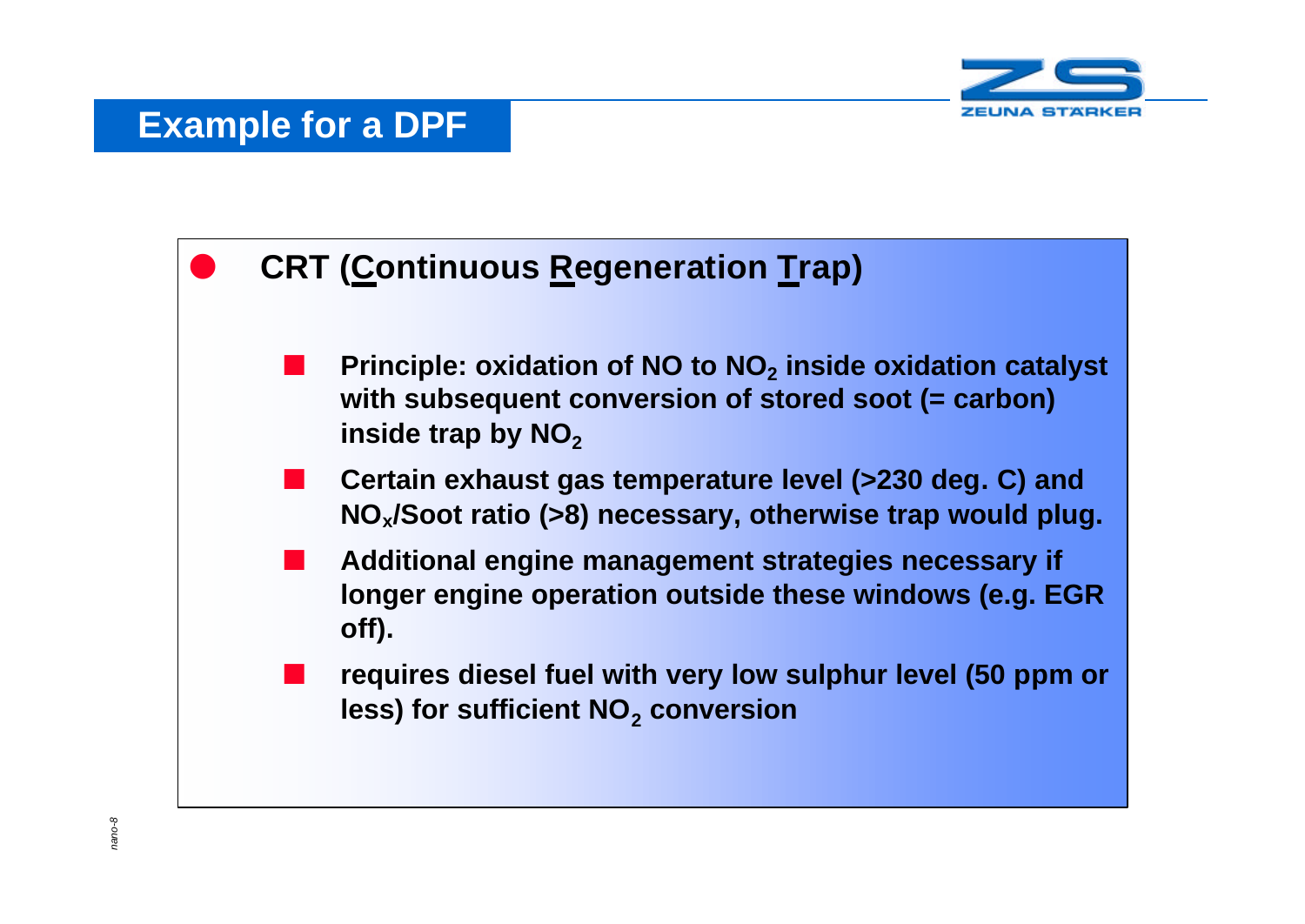# Example for a DPF

- **CRT (Continuous Regeneration Trap)**

  - **Principle: oxidation of NO to $NO_2$ inside oxidation catalyst with subsequent conversion of stored soot (= carbon) inside trap by $NO_2$**
  - **Certain exhaust gas temperature level (>230 deg. C) and $NO_x$/Soot ratio (>8) necessary, otherwise trap would plug.**
  - **Additional engine management strategies necessary if longer engine operation outside these windows (e.g. EGR off).**
  - **requires diesel fuel with very low sulphur level (50 ppm or less) for sufficient $NO_2$ conversion**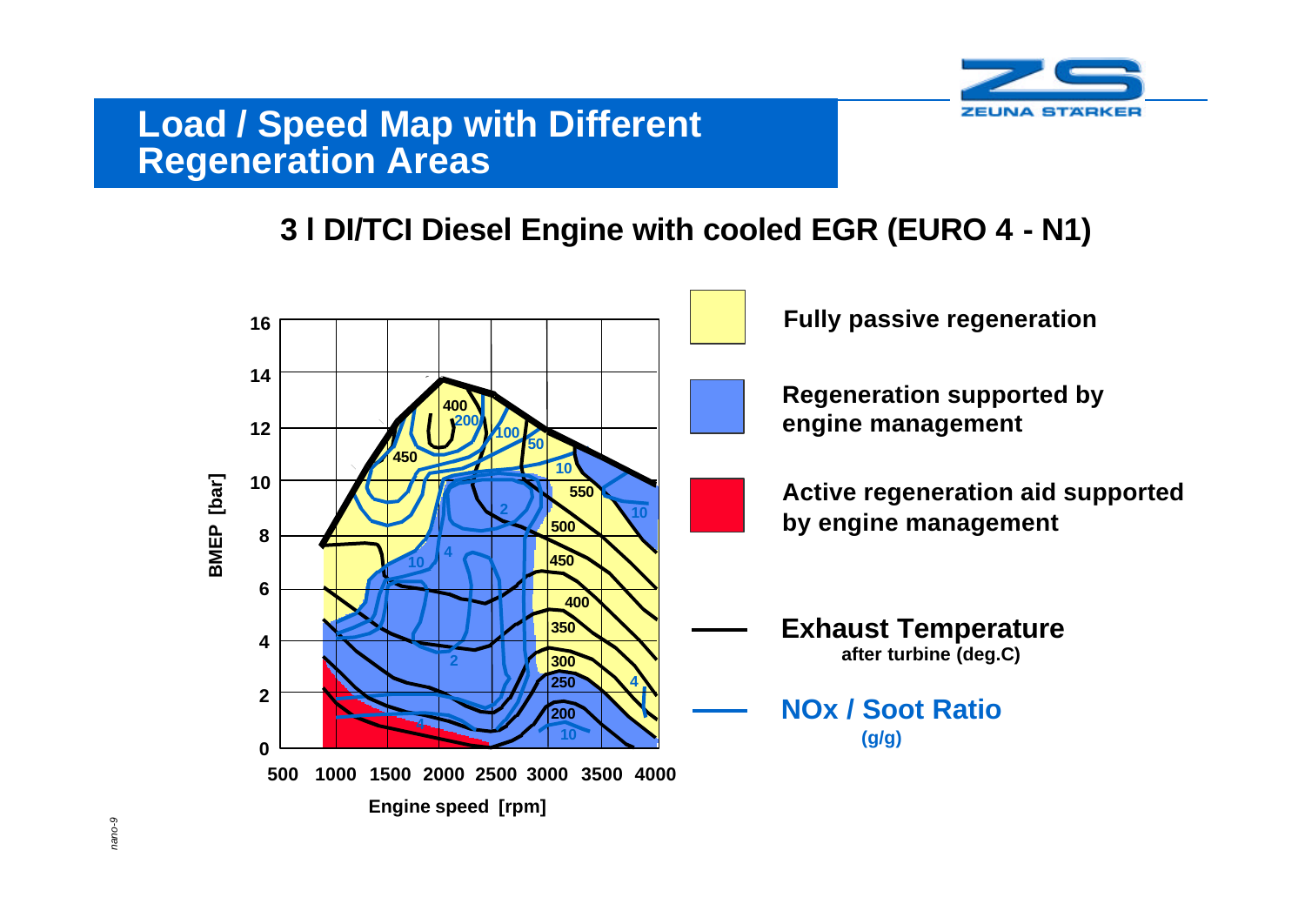# Load / Speed Map with Different Regeneration Areas

## 3 l DI/TCI Diesel Engine with cooled EGR (EURO 4 - N1)

BMEP [bar]

Engine speed [rpm]

**Fully passive regeneration**

**Regeneration supported by engine management**

**Active regeneration aid supported by engine management**

**Exhaust Temperature**
after turbine (deg.C)

**NOx / Soot Ratio**
(g/g)

*nano-9*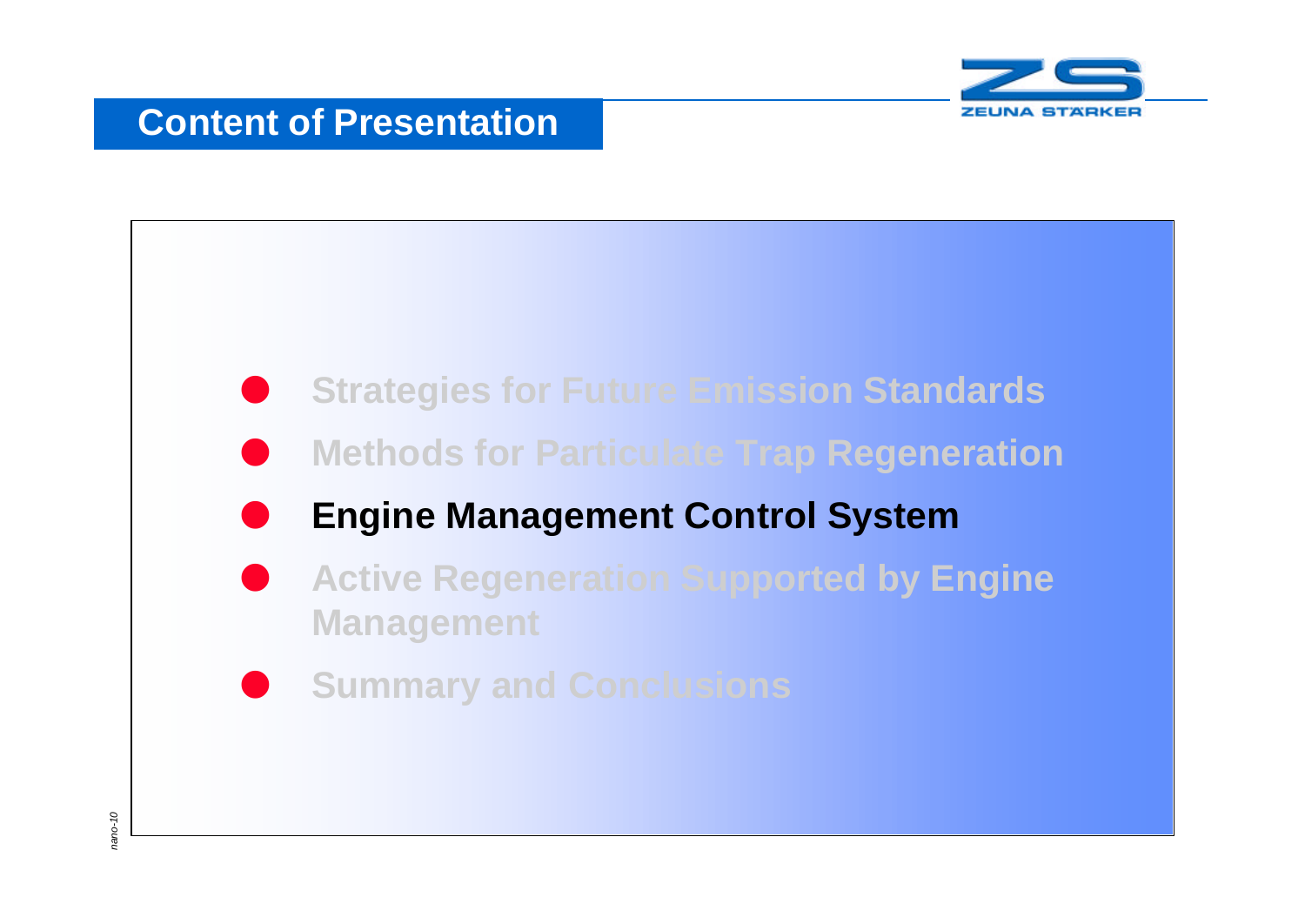# Content of Presentation

- Strategies for Future Emission Standards
- Methods for Particulate Trap Regeneration
- **Engine Management Control System**
- Active Regeneration Supported by Engine Management
- Summary and Conclusions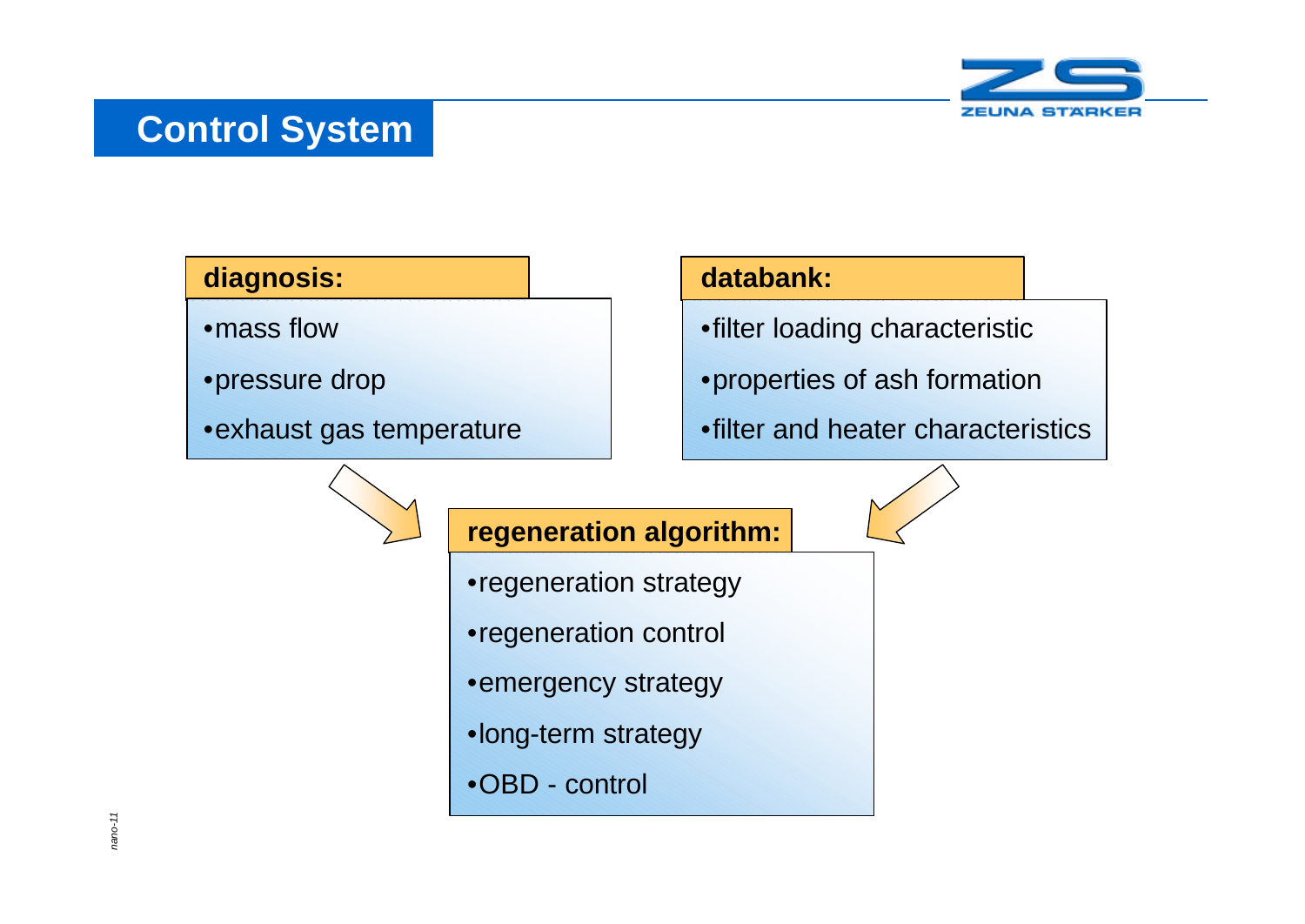# Control System

**diagnosis:**

- mass flow
- pressure drop
- exhaust gas temperature

**databank:**

- filter loading characteristic
- properties of ash formation
- filter and heater characteristics

**regeneration algorithm:**

- regeneration strategy
- regeneration control
- emergency strategy
- long-term strategy
- OBD - control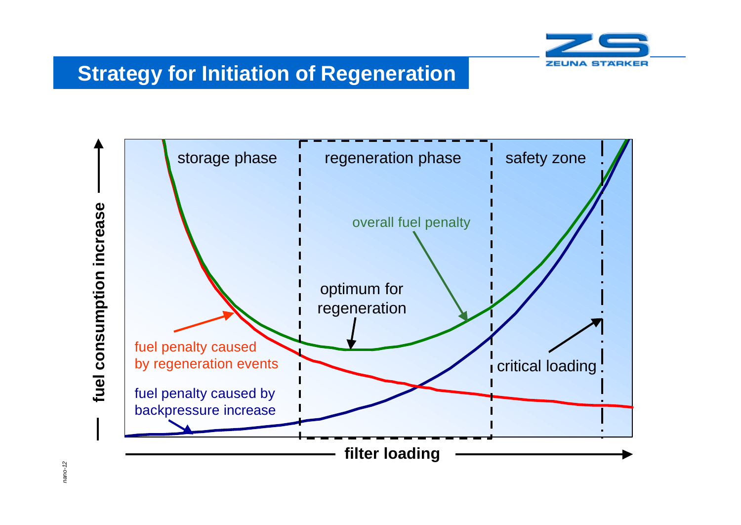# Strategy for Initiation of Regeneration

storage phase

regeneration phase

safety zone

overall fuel penalty

optimum for regeneration

fuel penalty caused by regeneration events

fuel penalty caused by backpressure increase

critical loading

fuel consumption increase

filter loading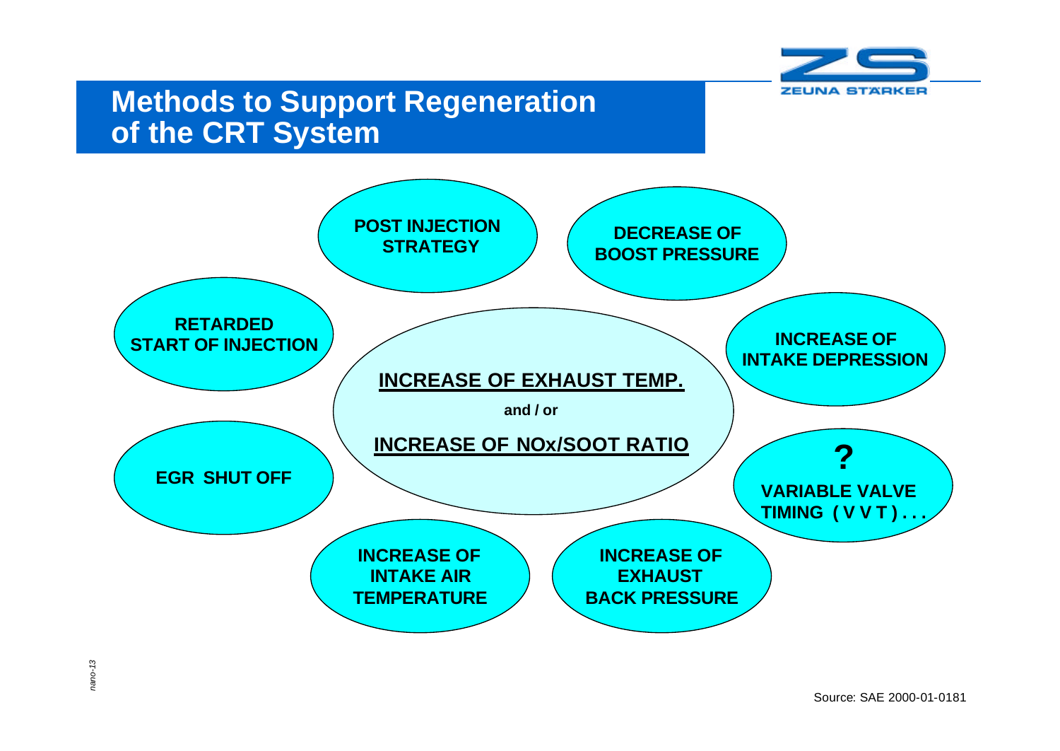# Methods to Support Regeneration of the CRT System

**INCREASE OF EXHAUST TEMP.**

**and / or**

**INCREASE OF NOx/SOOT RATIO**

- **POST INJECTION STRATEGY**
- **DECREASE OF BOOST PRESSURE**
- **INCREASE OF INTAKE DEPRESSION**
- **? VARIABLE VALVE TIMING ( V V T ) . . .**
- **INCREASE OF EXHAUST BACK PRESSURE**
- **INCREASE OF INTAKE AIR TEMPERATURE**
- **EGR SHUT OFF**
- **RETARDED START OF INJECTION**

Source: SAE 2000-01-0181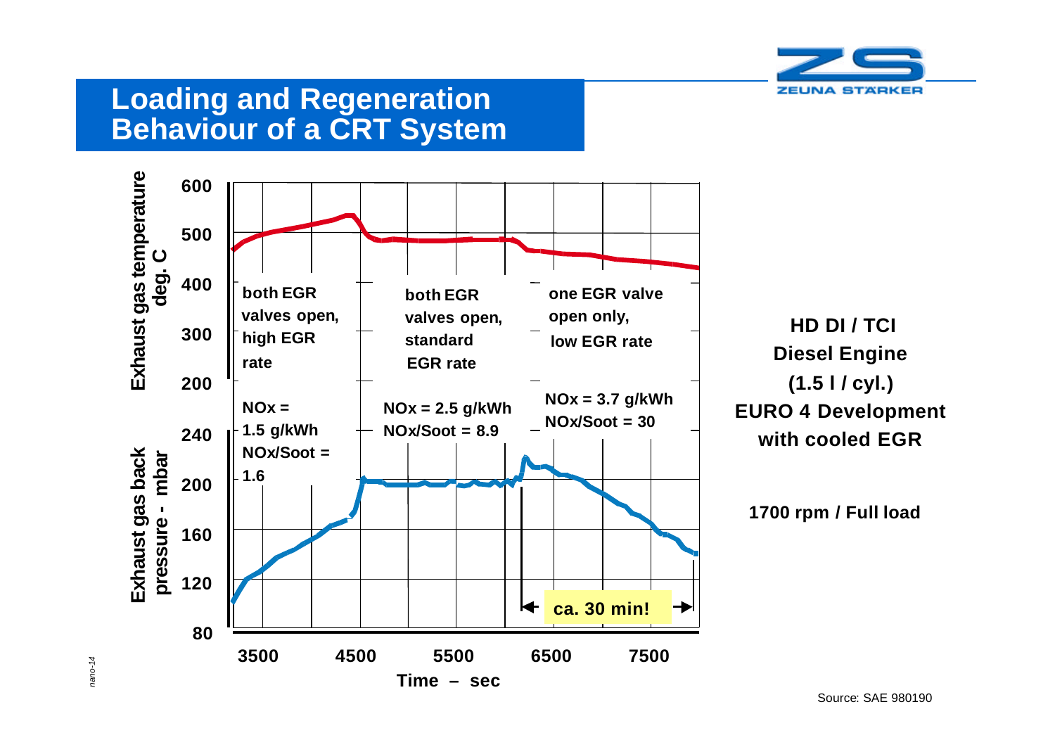# Loading and Regeneration Behaviour of a CRT System

Exhaust gas temperature deg. C

600
500
400
300
200

Exhaust gas back pressure - mbar

240
200
160
120
80

3500 4500 5500 6500 7500

Time – sec

both EGR valves open, high EGR rate

$NO_x$ = 1.5 g/kWh
$NO_x$/Soot = 1.6

both EGR valves open, standard EGR rate

$NO_x$ = 2.5 g/kWh
$NO_x$/Soot = 8.9

one EGR valve open only, low EGR rate

$NO_x$ = 3.7 g/kWh
$NO_x$/Soot = 30

ca. 30 min!

**HD DI / TCI**
**Diesel Engine**
**(1.5 l / cyl.)**
**EURO 4 Development**
**with cooled EGR**

**1700 rpm / Full load**

Source: SAE 980190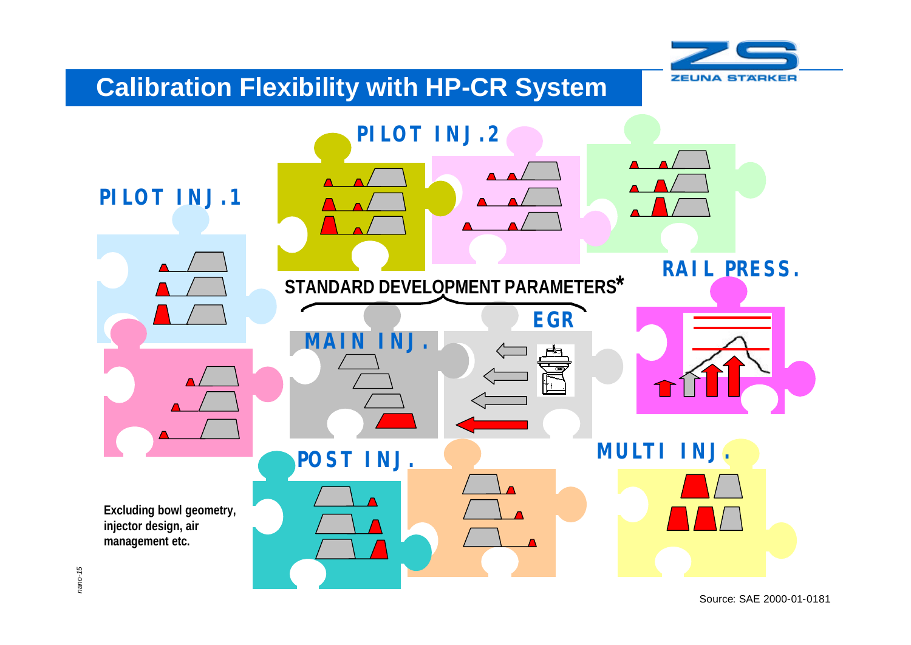# Calibration Flexibility with HP-CR System

PILOT INJ.2

PILOT INJ.1

RAIL PRESS.

STANDARD DEVELOPMENT PARAMETERS*

MAIN INJ.

EGR

POST INJ.

MULTI INJ.

Excluding bowl geometry, injector design, air management etc.

Source: SAE 2000-01-0181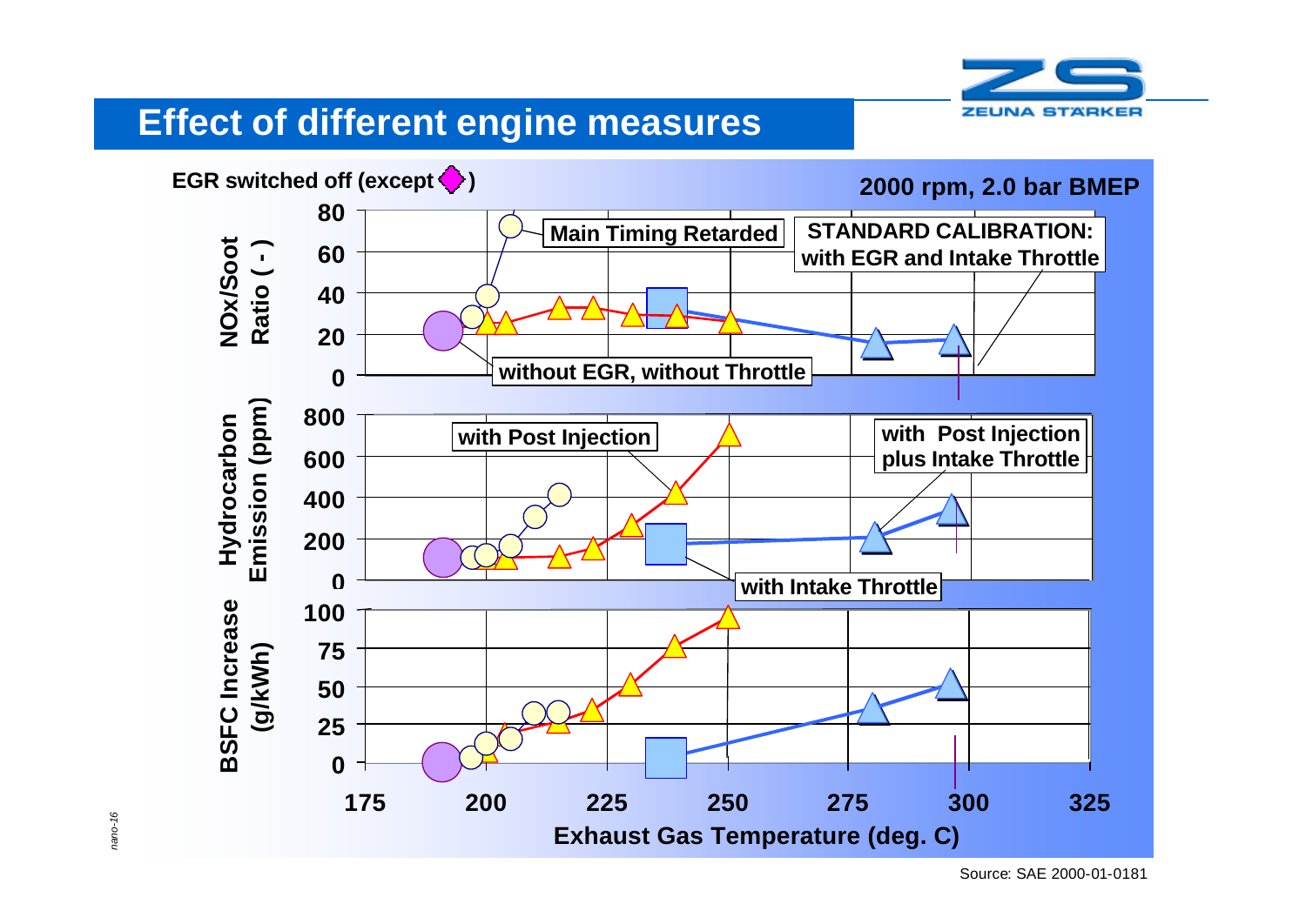# Effect of different engine measures

EGR switched off (except ◆)

2000 rpm, 2.0 bar BMEP

NOx/Soot Ratio ( - )

Main Timing Retarded

STANDARD CALIBRATION: with EGR and Intake Throttle

without EGR, without Throttle

Hydrocarbon Emission (ppm)

with Post Injection

with Post Injection plus Intake Throttle

with Intake Throttle

BSFC Increase (g/kWh)

Exhaust Gas Temperature (deg. C)

Source: SAE 2000-01-0181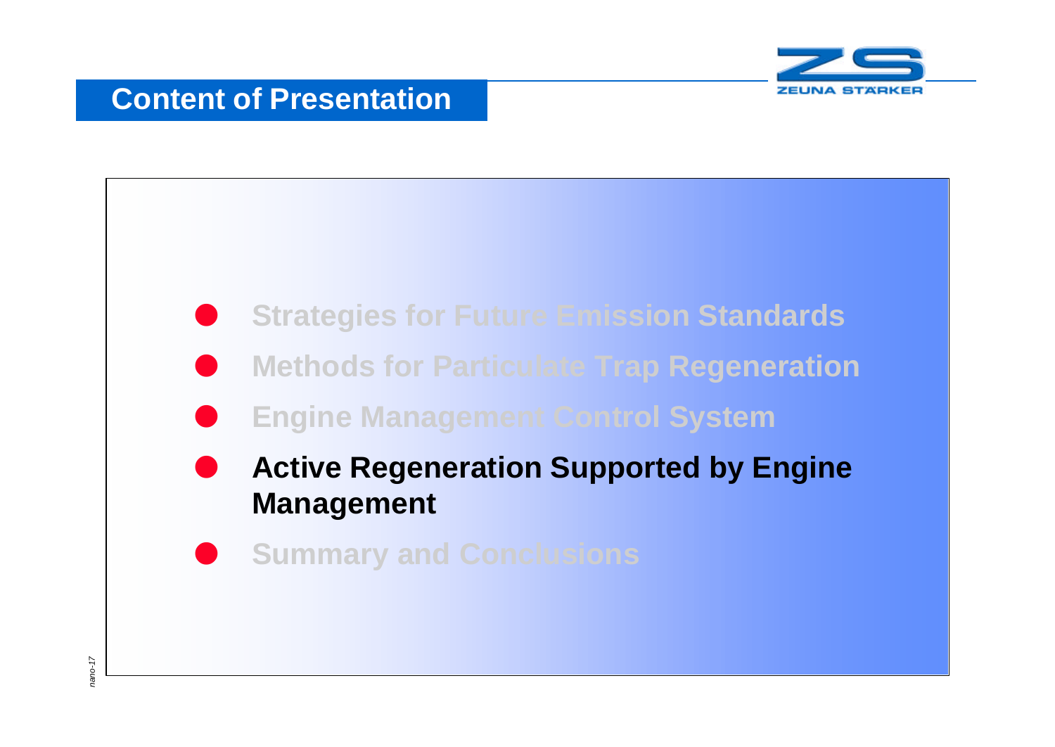# Content of Presentation

- Strategies for Future Emission Standards
- Methods for Particulate Trap Regeneration
- Engine Management Control System
- **Active Regeneration Supported by Engine Management**
- Summary and Conclusions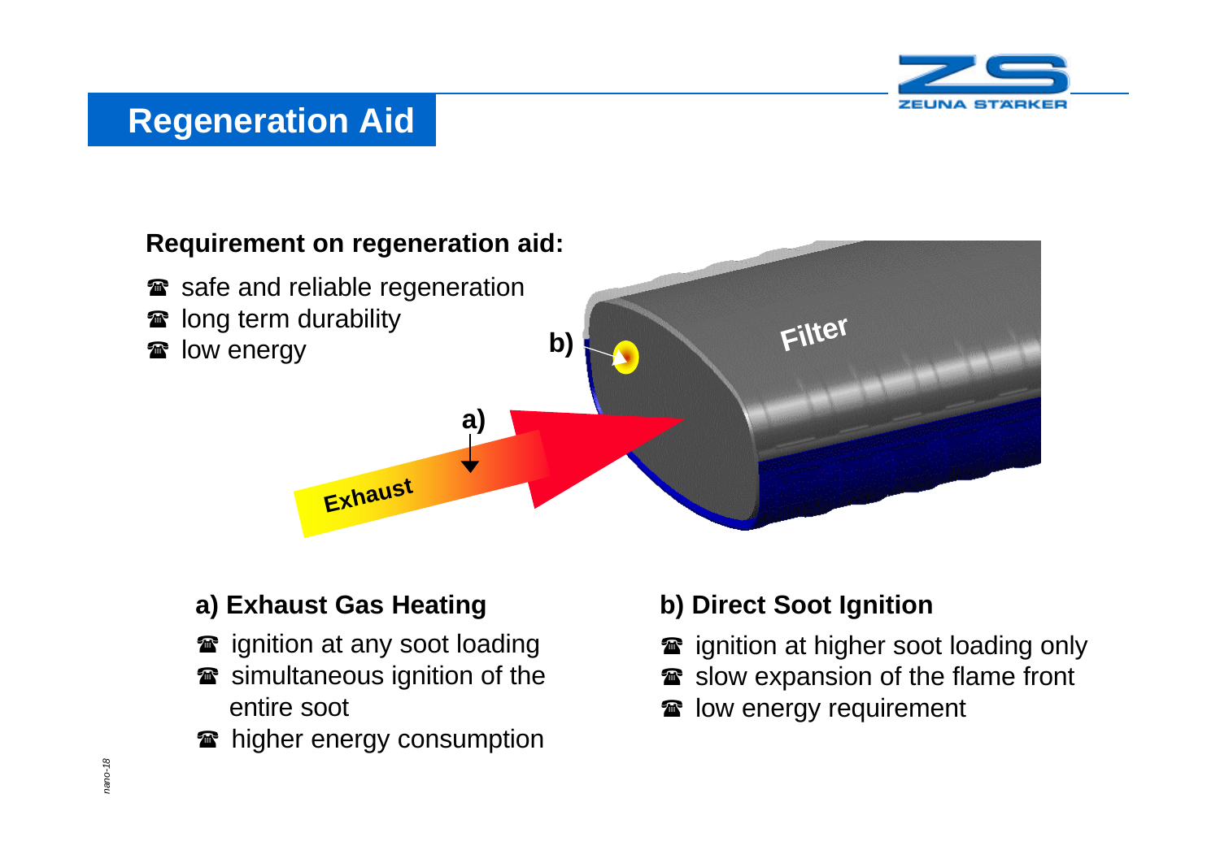# Regeneration Aid

**Requirement on regeneration aid:**

- safe and reliable regeneration
- long term durability
- low energy

### a) Exhaust Gas Heating

- ignition at any soot loading
- simultaneous ignition of the entire soot
- higher energy consumption

### b) Direct Soot Ignition

- ignition at higher soot loading only
- slow expansion of the flame front
- low energy requirement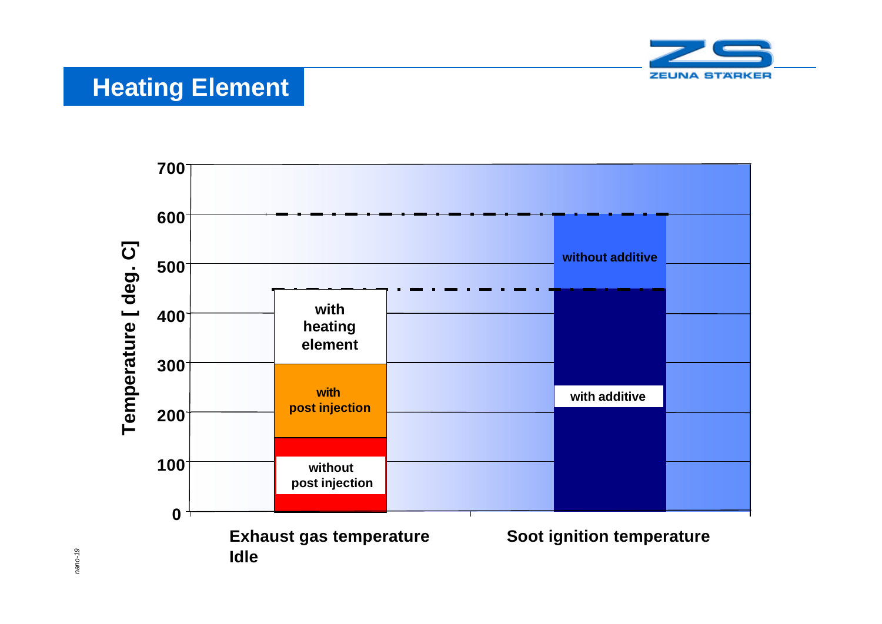## Heating Element

Temperature [ deg. C]

700
600
500
400
300
200
100
0

Exhaust gas temperature Idle: without post injection; with post injection; with heating element

Soot ignition temperature: with additive; without additive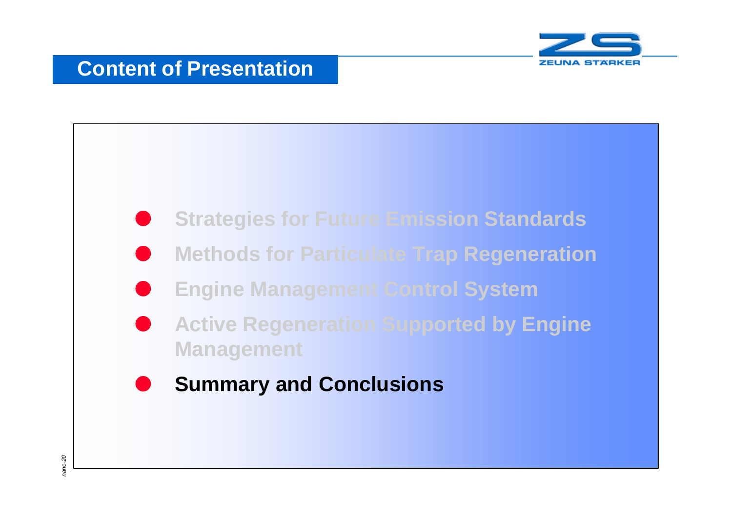# Content of Presentation

- Strategies for Future Emission Standards
- Methods for Particulate Trap Regeneration
- Engine Management Control System
- Active Regeneration Supported by Engine Management
- **Summary and Conclusions**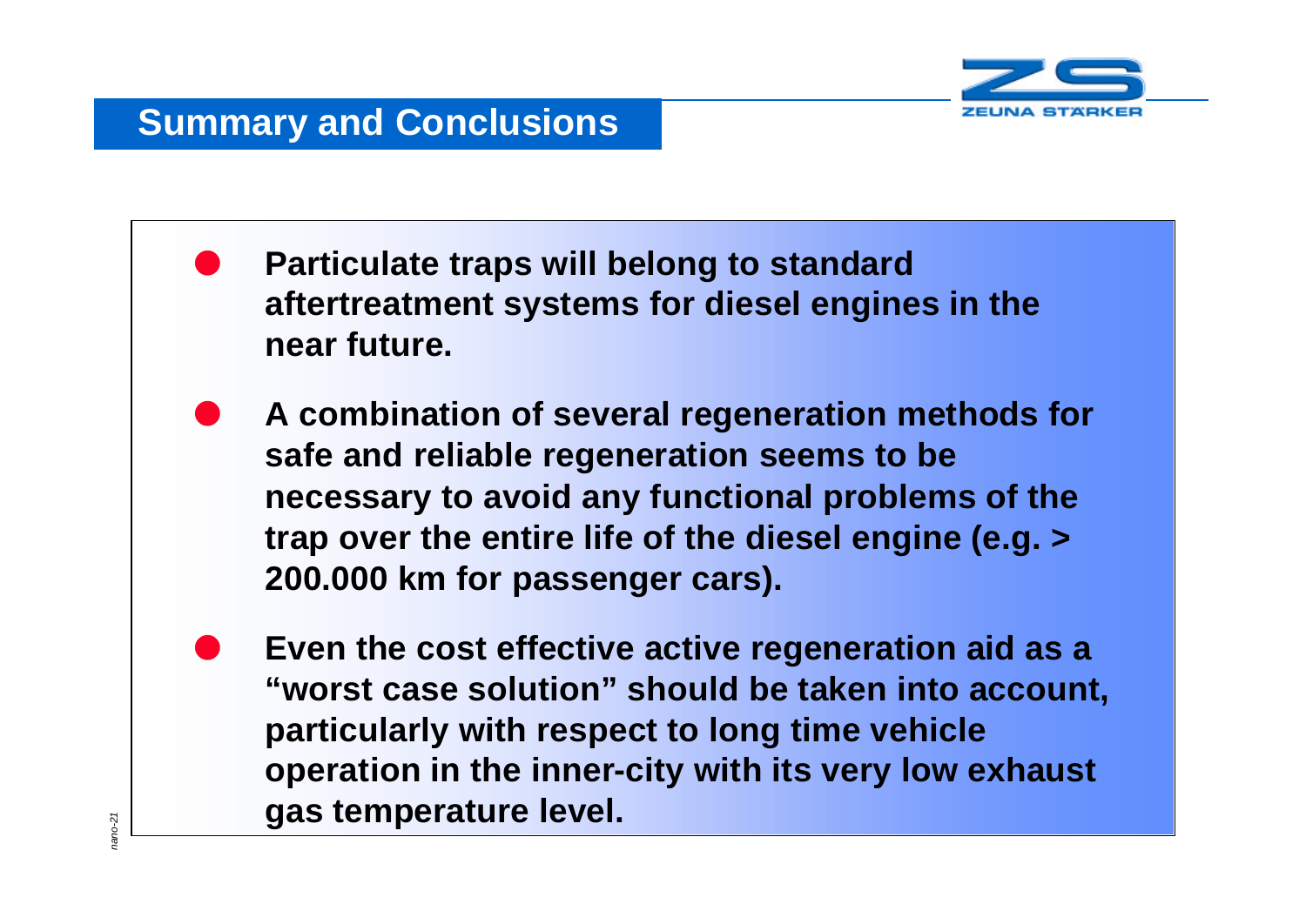## Summary and Conclusions

- **Particulate traps will belong to standard aftertreatment systems for diesel engines in the near future.**
- **A combination of several regeneration methods for safe and reliable regeneration seems to be necessary to avoid any functional problems of the trap over the entire life of the diesel engine (e.g. > 200.000 km for passenger cars).**
- **Even the cost effective active regeneration aid as a "worst case solution" should be taken into account, particularly with respect to long time vehicle operation in the inner-city with its very low exhaust gas temperature level.**